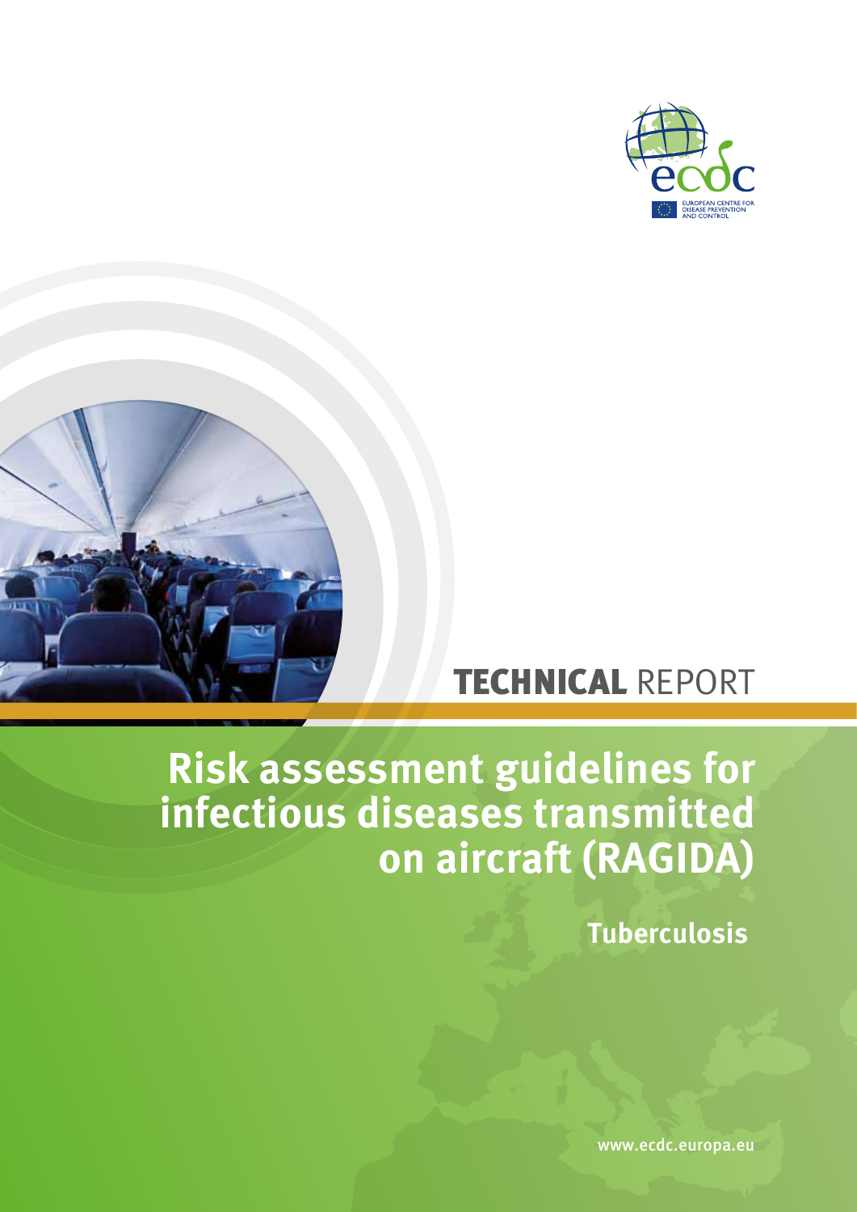EUROPEAN CENTRE FOR DISEASE PREVENTION AND CONTROL

**TECHNICAL** REPORT

# Risk assessment guidelines for infectious diseases transmitted on aircraft (RAGIDA)

## Tuberculosis

www.ecdc.europa.eu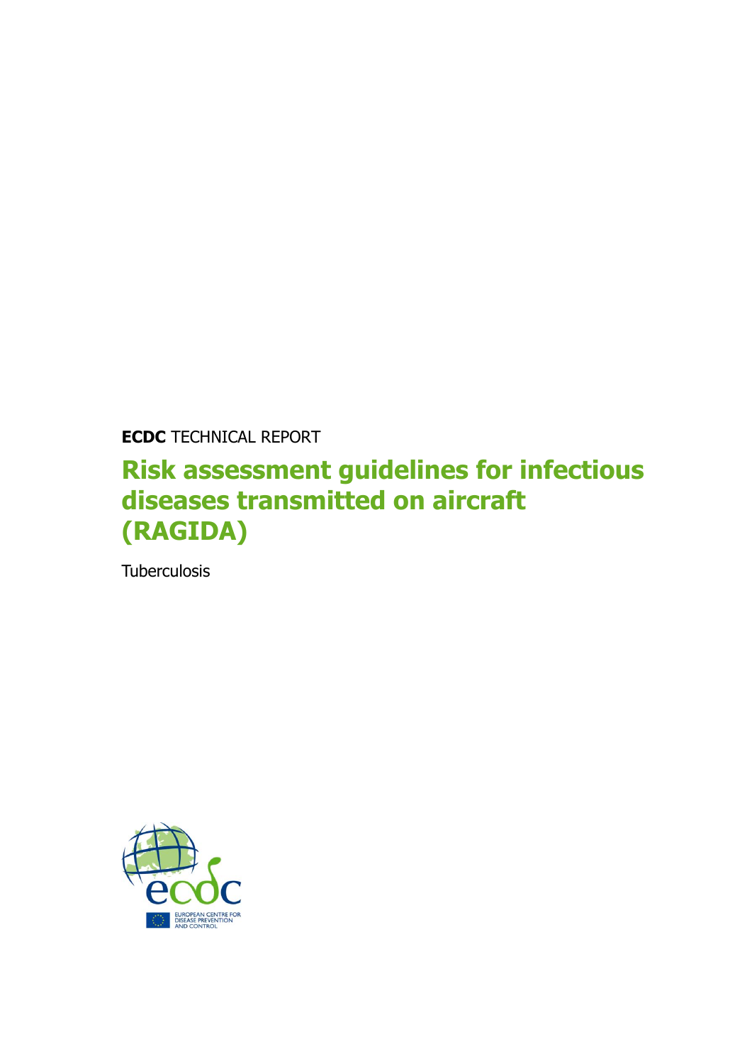**ECDC** TECHNICAL REPORT

# Risk assessment guidelines for infectious diseases transmitted on aircraft (RAGIDA)

Tuberculosis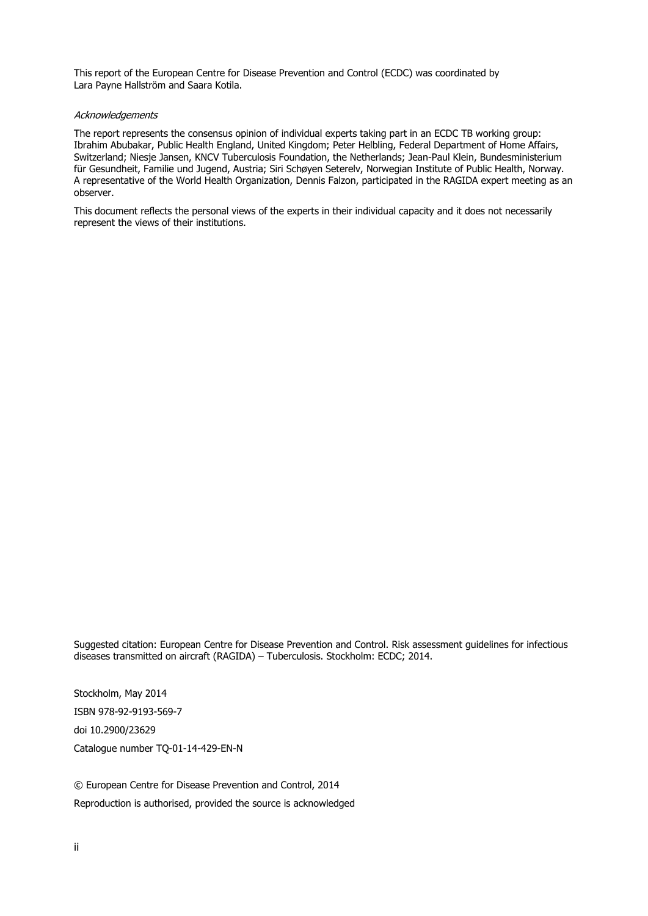This report of the European Centre for Disease Prevention and Control (ECDC) was coordinated by Lara Payne Hallström and Saara Kotila.

*Acknowledgements*

The report represents the consensus opinion of individual experts taking part in an ECDC TB working group: Ibrahim Abubakar, Public Health England, United Kingdom; Peter Helbling, Federal Department of Home Affairs, Switzerland; Niesje Jansen, KNCV Tuberculosis Foundation, the Netherlands; Jean-Paul Klein, Bundesministerium für Gesundheit, Familie und Jugend, Austria; Siri Schøyen Seterelv, Norwegian Institute of Public Health, Norway. A representative of the World Health Organization, Dennis Falzon, participated in the RAGIDA expert meeting as an observer.

This document reflects the personal views of the experts in their individual capacity and it does not necessarily represent the views of their institutions.

Suggested citation: European Centre for Disease Prevention and Control. Risk assessment guidelines for infectious diseases transmitted on aircraft (RAGIDA) – Tuberculosis. Stockholm: ECDC; 2014.

Stockholm, May 2014

ISBN 978-92-9193-569-7

doi 10.2900/23629

Catalogue number TQ-01-14-429-EN-N

© European Centre for Disease Prevention and Control, 2014

Reproduction is authorised, provided the source is acknowledged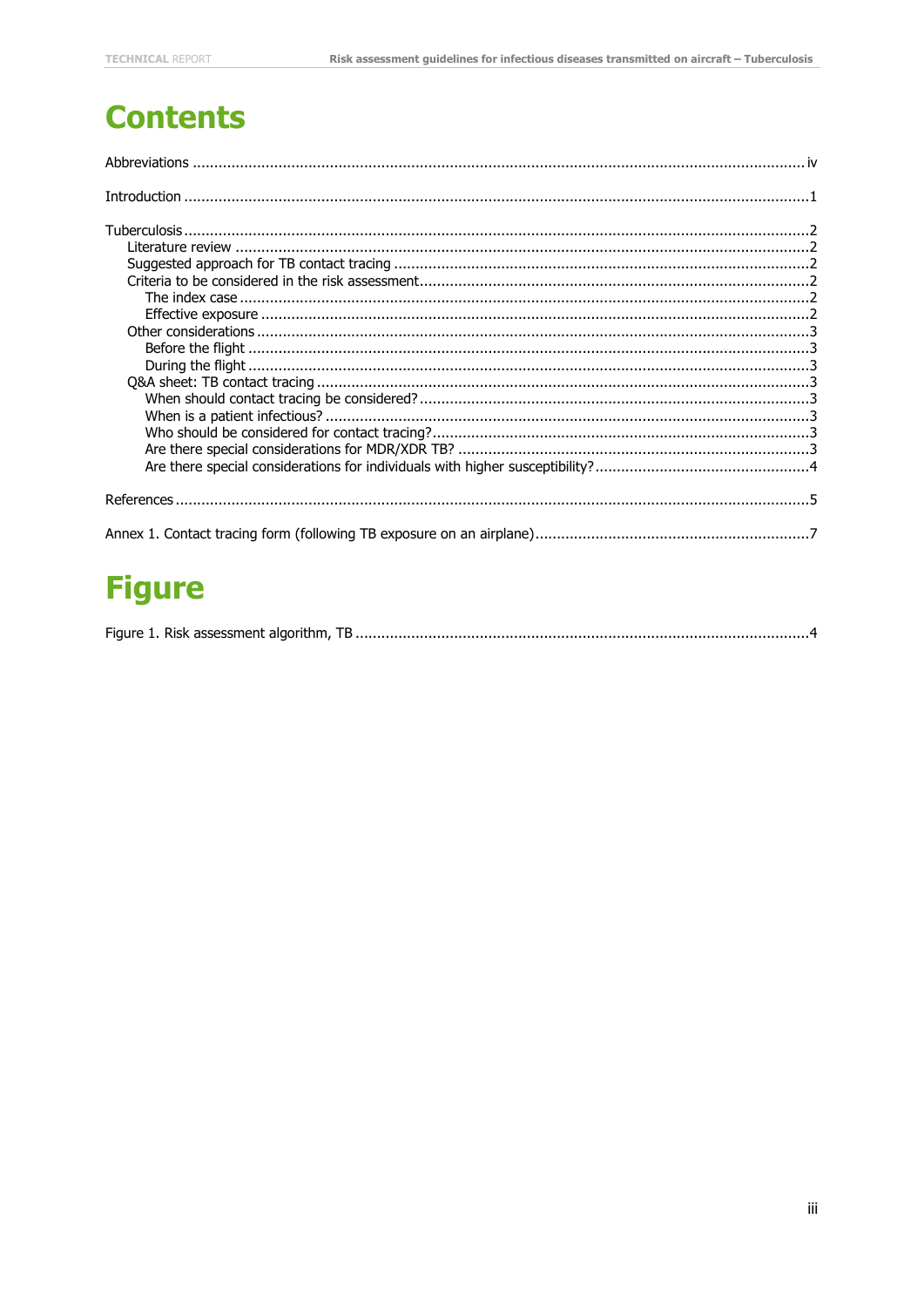# Contents

Abbreviations ............................................................................................................................................ iv

Introduction ...............................................................................................................................................1

Tuberculosis ...............................................................................................................................................2
- Literature review ....................................................................................................................................2
- Suggested approach for TB contact tracing ...............................................................................................2
- Criteria to be considered in the risk assessment .........................................................................................2
  - The index case ...................................................................................................................................2
  - Effective exposure ..............................................................................................................................2
- Other considerations ...............................................................................................................................3
  - Before the flight .................................................................................................................................3
  - During the flight .................................................................................................................................3
- Q&A sheet: TB contact tracing ..................................................................................................................3
  - When should contact tracing be considered? ..........................................................................................3
  - When is a patient infectious? ................................................................................................................3
  - Who should be considered for contact tracing? .......................................................................................3
  - Are there special considerations for MDR/XDR TB? ..................................................................................3
  - Are there special considerations for individuals with higher susceptibility? ..................................................4

References .................................................................................................................................................5

Annex 1. Contact tracing form (following TB exposure on an airplane) ...............................................................7

# Figure

Figure 1. Risk assessment algorithm, TB ........................................................................................................4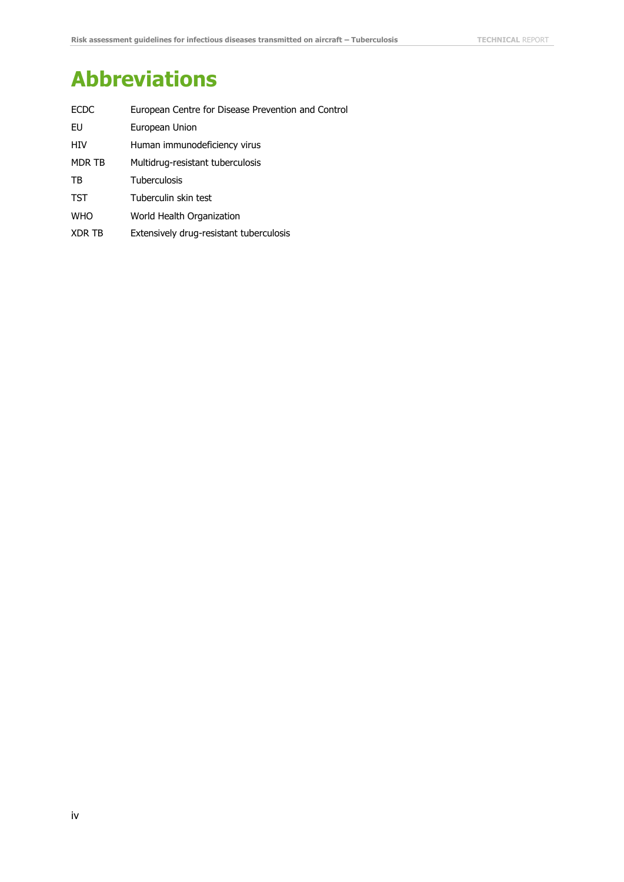# Abbreviations

| | |
|---|---|
| ECDC | European Centre for Disease Prevention and Control |
| EU | European Union |
| HIV | Human immunodeficiency virus |
| MDR TB | Multidrug-resistant tuberculosis |
| TB | Tuberculosis |
| TST | Tuberculin skin test |
| WHO | World Health Organization |
| XDR TB | Extensively drug-resistant tuberculosis |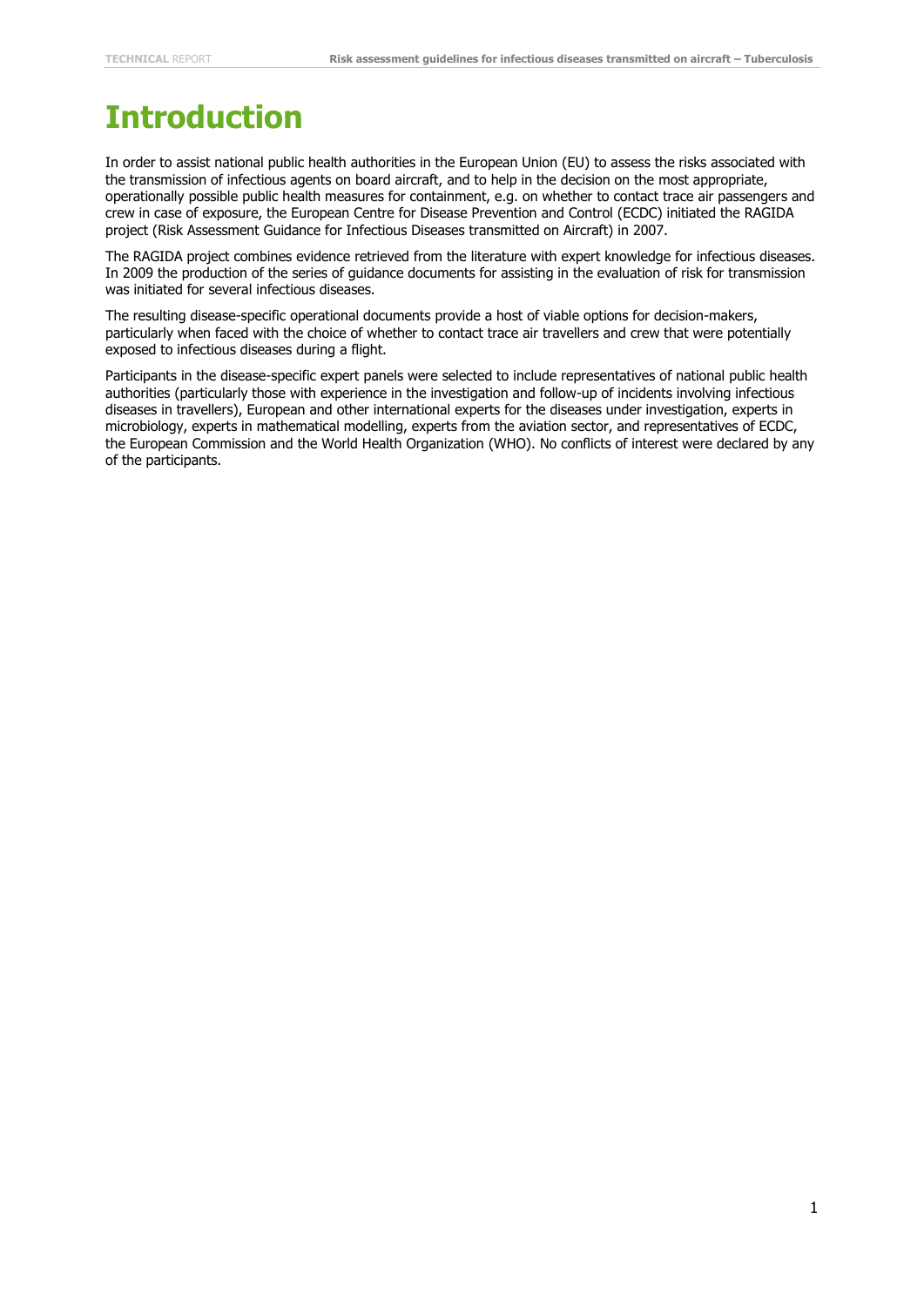# Introduction

In order to assist national public health authorities in the European Union (EU) to assess the risks associated with the transmission of infectious agents on board aircraft, and to help in the decision on the most appropriate, operationally possible public health measures for containment, e.g. on whether to contact trace air passengers and crew in case of exposure, the European Centre for Disease Prevention and Control (ECDC) initiated the RAGIDA project (Risk Assessment Guidance for Infectious Diseases transmitted on Aircraft) in 2007.

The RAGIDA project combines evidence retrieved from the literature with expert knowledge for infectious diseases. In 2009 the production of the series of guidance documents for assisting in the evaluation of risk for transmission was initiated for several infectious diseases.

The resulting disease-specific operational documents provide a host of viable options for decision-makers, particularly when faced with the choice of whether to contact trace air travellers and crew that were potentially exposed to infectious diseases during a flight.

Participants in the disease-specific expert panels were selected to include representatives of national public health authorities (particularly those with experience in the investigation and follow-up of incidents involving infectious diseases in travellers), European and other international experts for the diseases under investigation, experts in microbiology, experts in mathematical modelling, experts from the aviation sector, and representatives of ECDC, the European Commission and the World Health Organization (WHO). No conflicts of interest were declared by any of the participants.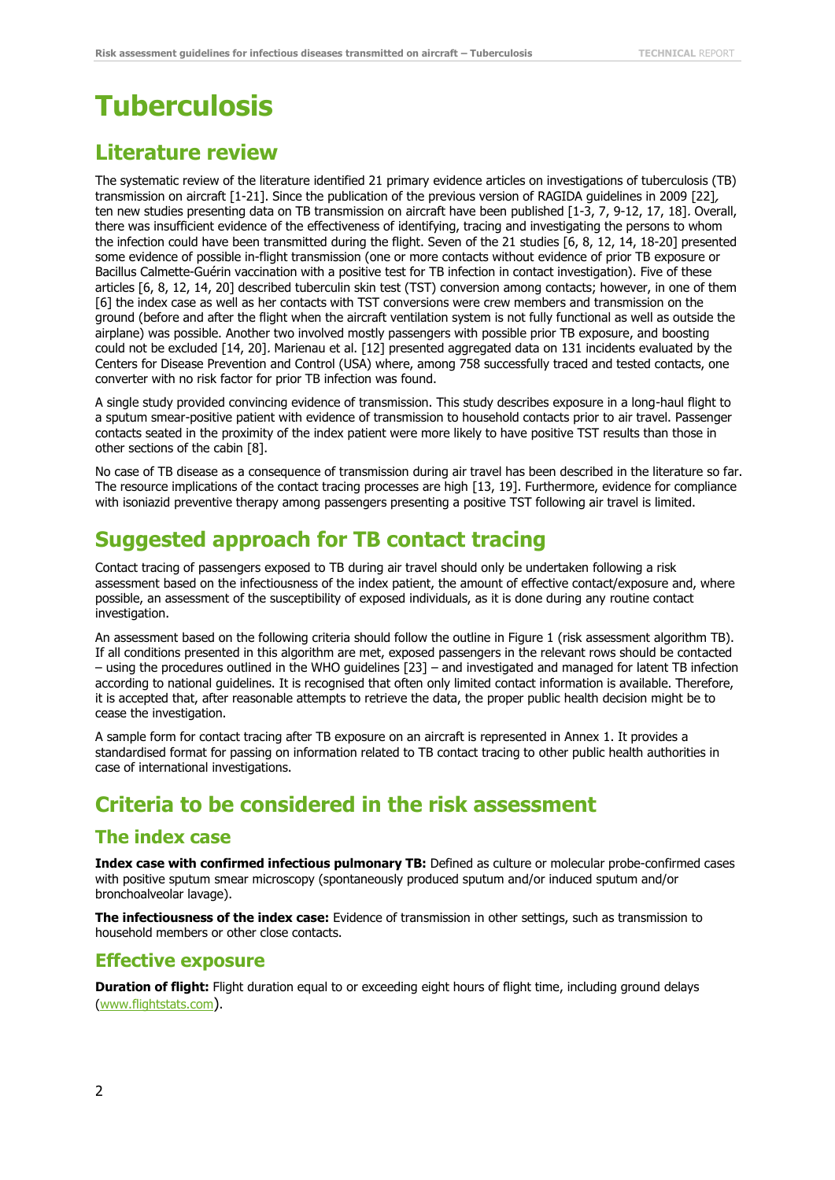# Tuberculosis

## Literature review

The systematic review of the literature identified 21 primary evidence articles on investigations of tuberculosis (TB) transmission on aircraft [1-21]. Since the publication of the previous version of RAGIDA guidelines in 2009 [22], ten new studies presenting data on TB transmission on aircraft have been published [1-3, 7, 9-12, 17, 18]. Overall, there was insufficient evidence of the effectiveness of identifying, tracing and investigating the persons to whom the infection could have been transmitted during the flight. Seven of the 21 studies [6, 8, 12, 14, 18-20] presented some evidence of possible in-flight transmission (one or more contacts without evidence of prior TB exposure or Bacillus Calmette-Guérin vaccination with a positive test for TB infection in contact investigation). Five of these articles [6, 8, 12, 14, 20] described tuberculin skin test (TST) conversion among contacts; however, in one of them [6] the index case as well as her contacts with TST conversions were crew members and transmission on the ground (before and after the flight when the aircraft ventilation system is not fully functional as well as outside the airplane) was possible. Another two involved mostly passengers with possible prior TB exposure, and boosting could not be excluded [14, 20]. Marienau et al. [12] presented aggregated data on 131 incidents evaluated by the Centers for Disease Prevention and Control (USA) where, among 758 successfully traced and tested contacts, one converter with no risk factor for prior TB infection was found.

A single study provided convincing evidence of transmission. This study describes exposure in a long-haul flight to a sputum smear-positive patient with evidence of transmission to household contacts prior to air travel. Passenger contacts seated in the proximity of the index patient were more likely to have positive TST results than those in other sections of the cabin [8].

No case of TB disease as a consequence of transmission during air travel has been described in the literature so far. The resource implications of the contact tracing processes are high [13, 19]. Furthermore, evidence for compliance with isoniazid preventive therapy among passengers presenting a positive TST following air travel is limited.

## Suggested approach for TB contact tracing

Contact tracing of passengers exposed to TB during air travel should only be undertaken following a risk assessment based on the infectiousness of the index patient, the amount of effective contact/exposure and, where possible, an assessment of the susceptibility of exposed individuals, as it is done during any routine contact investigation.

An assessment based on the following criteria should follow the outline in Figure 1 (risk assessment algorithm TB). If all conditions presented in this algorithm are met, exposed passengers in the relevant rows should be contacted – using the procedures outlined in the WHO guidelines [23] – and investigated and managed for latent TB infection according to national guidelines. It is recognised that often only limited contact information is available. Therefore, it is accepted that, after reasonable attempts to retrieve the data, the proper public health decision might be to cease the investigation.

A sample form for contact tracing after TB exposure on an aircraft is represented in Annex 1. It provides a standardised format for passing on information related to TB contact tracing to other public health authorities in case of international investigations.

## Criteria to be considered in the risk assessment

### The index case

**Index case with confirmed infectious pulmonary TB:** Defined as culture or molecular probe-confirmed cases with positive sputum smear microscopy (spontaneously produced sputum and/or induced sputum and/or bronchoalveolar lavage).

**The infectiousness of the index case:** Evidence of transmission in other settings, such as transmission to household members or other close contacts.

### Effective exposure

**Duration of flight:** Flight duration equal to or exceeding eight hours of flight time, including ground delays (www.flightstats.com).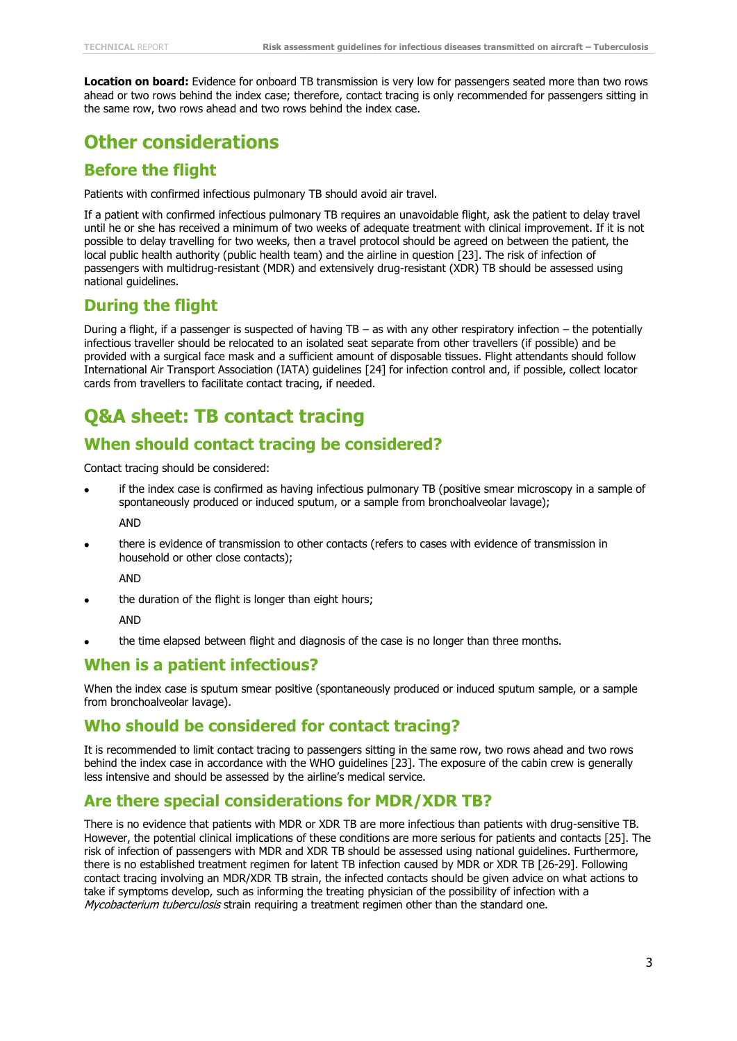**Location on board:** Evidence for onboard TB transmission is very low for passengers seated more than two rows ahead or two rows behind the index case; therefore, contact tracing is only recommended for passengers sitting in the same row, two rows ahead and two rows behind the index case.

# Other considerations

## Before the flight

Patients with confirmed infectious pulmonary TB should avoid air travel.

If a patient with confirmed infectious pulmonary TB requires an unavoidable flight, ask the patient to delay travel until he or she has received a minimum of two weeks of adequate treatment with clinical improvement. If it is not possible to delay travelling for two weeks, then a travel protocol should be agreed on between the patient, the local public health authority (public health team) and the airline in question [23]. The risk of infection of passengers with multidrug-resistant (MDR) and extensively drug-resistant (XDR) TB should be assessed using national guidelines.

## During the flight

During a flight, if a passenger is suspected of having TB – as with any other respiratory infection – the potentially infectious traveller should be relocated to an isolated seat separate from other travellers (if possible) and be provided with a surgical face mask and a sufficient amount of disposable tissues. Flight attendants should follow International Air Transport Association (IATA) guidelines [24] for infection control and, if possible, collect locator cards from travellers to facilitate contact tracing, if needed.

# Q&A sheet: TB contact tracing

## When should contact tracing be considered?

Contact tracing should be considered:

- if the index case is confirmed as having infectious pulmonary TB (positive smear microscopy in a sample of spontaneously produced or induced sputum, or a sample from bronchoalveolar lavage);

  AND

- there is evidence of transmission to other contacts (refers to cases with evidence of transmission in household or other close contacts);

  AND

- the duration of the flight is longer than eight hours;

  AND

- the time elapsed between flight and diagnosis of the case is no longer than three months.

## When is a patient infectious?

When the index case is sputum smear positive (spontaneously produced or induced sputum sample, or a sample from bronchoalveolar lavage).

## Who should be considered for contact tracing?

It is recommended to limit contact tracing to passengers sitting in the same row, two rows ahead and two rows behind the index case in accordance with the WHO guidelines [23]. The exposure of the cabin crew is generally less intensive and should be assessed by the airline's medical service.

## Are there special considerations for MDR/XDR TB?

There is no evidence that patients with MDR or XDR TB are more infectious than patients with drug-sensitive TB. However, the potential clinical implications of these conditions are more serious for patients and contacts [25]. The risk of infection of passengers with MDR and XDR TB should be assessed using national guidelines. Furthermore, there is no established treatment regimen for latent TB infection caused by MDR or XDR TB [26-29]. Following contact tracing involving an MDR/XDR TB strain, the infected contacts should be given advice on what actions to take if symptoms develop, such as informing the treating physician of the possibility of infection with a *Mycobacterium tuberculosis* strain requiring a treatment regimen other than the standard one.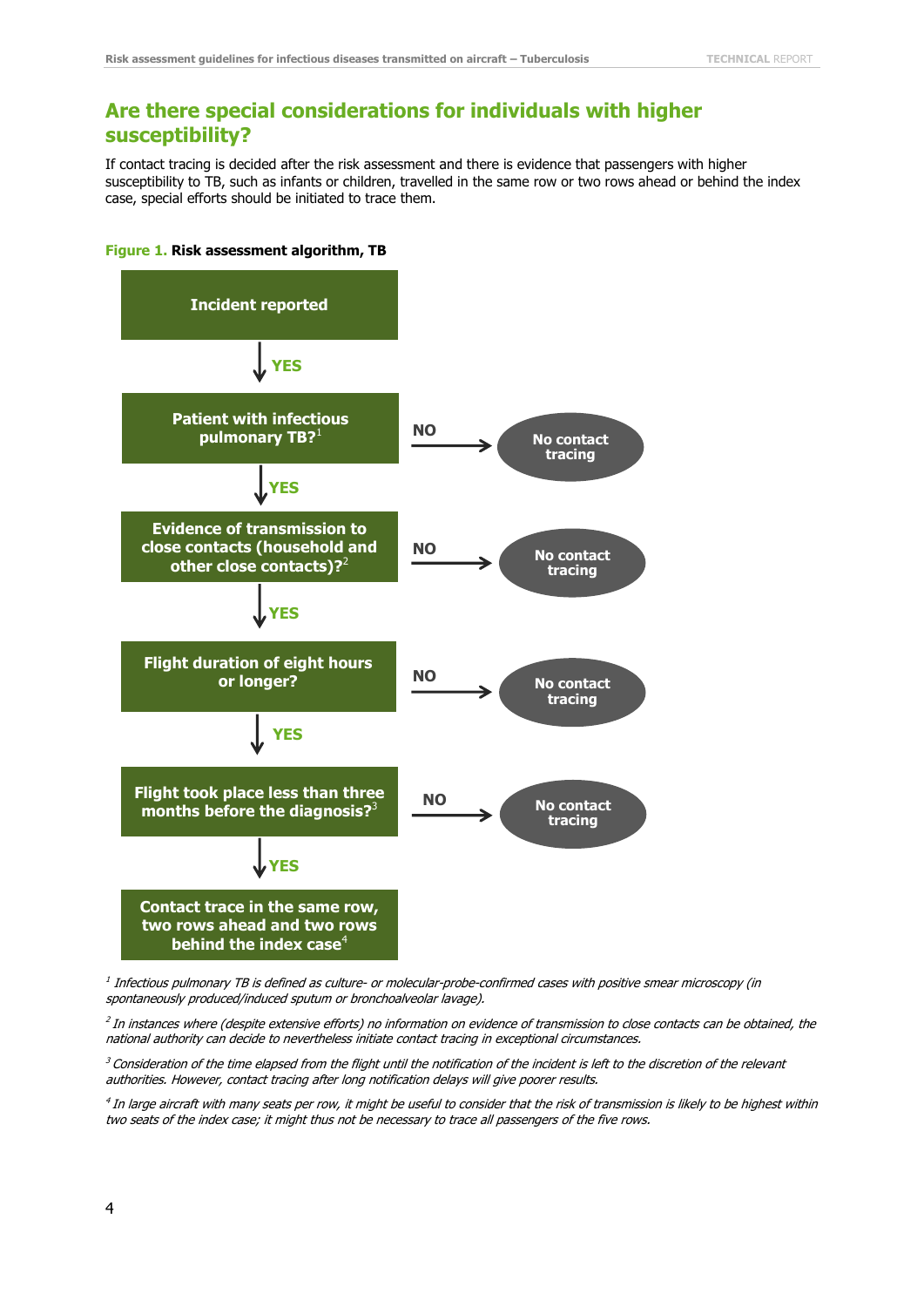## Are there special considerations for individuals with higher susceptibility?

If contact tracing is decided after the risk assessment and there is evidence that passengers with higher susceptibility to TB, such as infants or children, travelled in the same row or two rows ahead or behind the index case, special efforts should be initiated to trace them.

**Figure 1. Risk assessment algorithm, TB**

**Incident reported**

↓ YES

**Patient with infectious pulmonary TB?**[1] — NO → No contact tracing

↓ YES

**Evidence of transmission to close contacts (household and other close contacts)?**[2] — NO → No contact tracing

↓ YES

**Flight duration of eight hours or longer?** — NO → No contact tracing

↓ YES

**Flight took place less than three months before the diagnosis?**[3] — NO → No contact tracing

↓ YES

**Contact trace in the same row, two rows ahead and two rows behind the index case**[4]

*[1] Infectious pulmonary TB is defined as culture- or molecular-probe-confirmed cases with positive smear microscopy (in spontaneously produced/induced sputum or bronchoalveolar lavage).*

*[2] In instances where (despite extensive efforts) no information on evidence of transmission to close contacts can be obtained, the national authority can decide to nevertheless initiate contact tracing in exceptional circumstances.*

*[3] Consideration of the time elapsed from the flight until the notification of the incident is left to the discretion of the relevant authorities. However, contact tracing after long notification delays will give poorer results.*

*[4] In large aircraft with many seats per row, it might be useful to consider that the risk of transmission is likely to be highest within two seats of the index case; it might thus not be necessary to trace all passengers of the five rows.*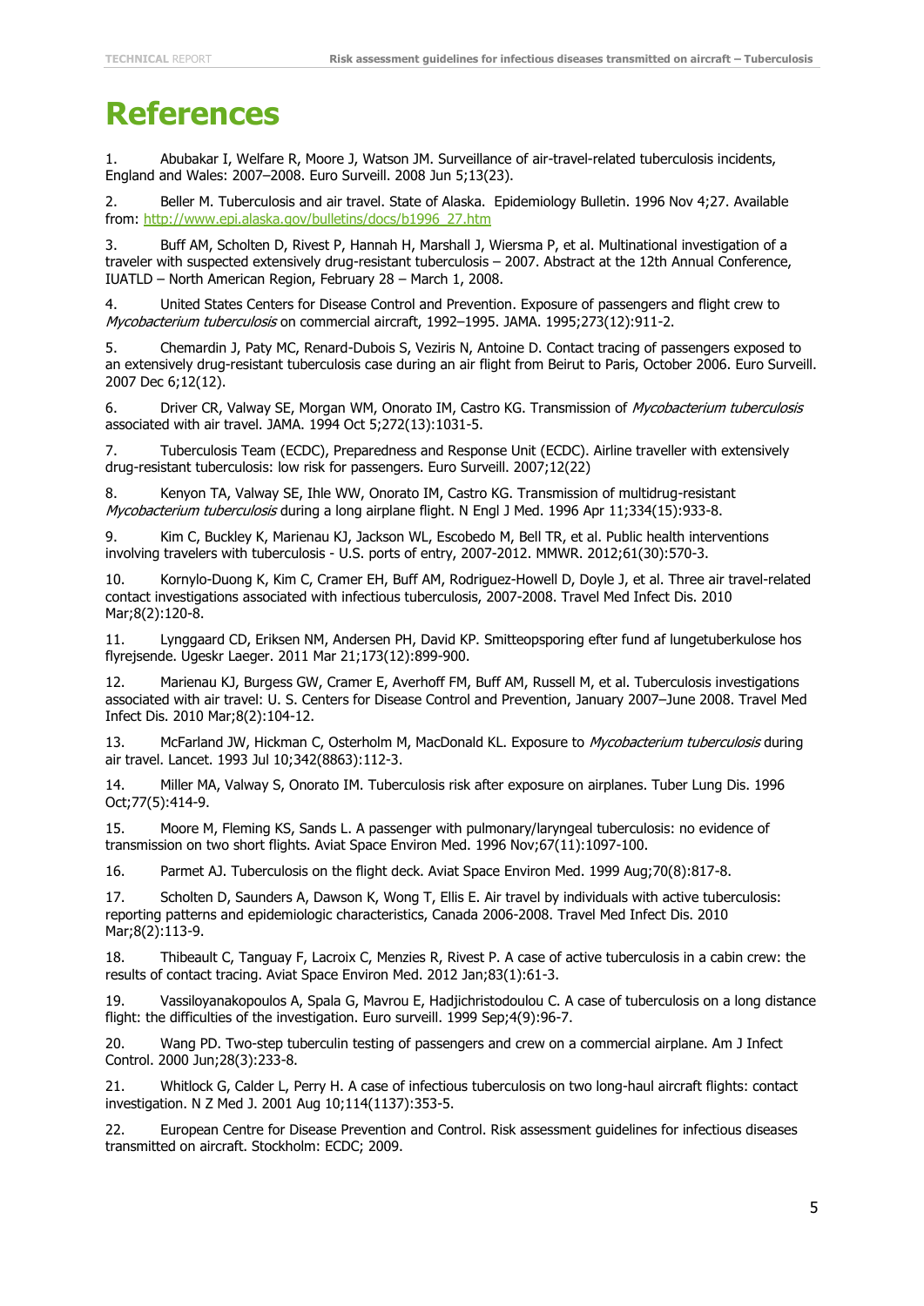# References

1. Abubakar I, Welfare R, Moore J, Watson JM. Surveillance of air-travel-related tuberculosis incidents, England and Wales: 2007–2008. Euro Surveill. 2008 Jun 5;13(23).

2. Beller M. Tuberculosis and air travel. State of Alaska. Epidemiology Bulletin. 1996 Nov 4;27. Available from: http://www.epi.alaska.gov/bulletins/docs/b1996_27.htm

3. Buff AM, Scholten D, Rivest P, Hannah H, Marshall J, Wiersma P, et al. Multinational investigation of a traveler with suspected extensively drug-resistant tuberculosis – 2007. Abstract at the 12th Annual Conference, IUATLD – North American Region, February 28 – March 1, 2008.

4. United States Centers for Disease Control and Prevention. Exposure of passengers and flight crew to *Mycobacterium tuberculosis* on commercial aircraft, 1992–1995. JAMA. 1995;273(12):911-2.

5. Chemardin J, Paty MC, Renard-Dubois S, Veziris N, Antoine D. Contact tracing of passengers exposed to an extensively drug-resistant tuberculosis case during an air flight from Beirut to Paris, October 2006. Euro Surveill. 2007 Dec 6;12(12).

6. Driver CR, Valway SE, Morgan WM, Onorato IM, Castro KG. Transmission of *Mycobacterium tuberculosis* associated with air travel. JAMA. 1994 Oct 5;272(13):1031-5.

7. Tuberculosis Team (ECDC), Preparedness and Response Unit (ECDC). Airline traveller with extensively drug-resistant tuberculosis: low risk for passengers. Euro Surveill. 2007;12(22)

8. Kenyon TA, Valway SE, Ihle WW, Onorato IM, Castro KG. Transmission of multidrug-resistant *Mycobacterium tuberculosis* during a long airplane flight. N Engl J Med. 1996 Apr 11;334(15):933-8.

9. Kim C, Buckley K, Marienau KJ, Jackson WL, Escobedo M, Bell TR, et al. Public health interventions involving travelers with tuberculosis - U.S. ports of entry, 2007-2012. MMWR. 2012;61(30):570-3.

10. Kornylo-Duong K, Kim C, Cramer EH, Buff AM, Rodriguez-Howell D, Doyle J, et al. Three air travel-related contact investigations associated with infectious tuberculosis, 2007-2008. Travel Med Infect Dis. 2010 Mar;8(2):120-8.

11. Lynggaard CD, Eriksen NM, Andersen PH, David KP. Smitteopsporing efter fund af lungetuberkulose hos flyrejsende. Ugeskr Laeger. 2011 Mar 21;173(12):899-900.

12. Marienau KJ, Burgess GW, Cramer E, Averhoff FM, Buff AM, Russell M, et al. Tuberculosis investigations associated with air travel: U. S. Centers for Disease Control and Prevention, January 2007–June 2008. Travel Med Infect Dis. 2010 Mar;8(2):104-12.

13. McFarland JW, Hickman C, Osterholm M, MacDonald KL. Exposure to *Mycobacterium tuberculosis* during air travel. Lancet. 1993 Jul 10;342(8863):112-3.

14. Miller MA, Valway S, Onorato IM. Tuberculosis risk after exposure on airplanes. Tuber Lung Dis. 1996 Oct;77(5):414-9.

15. Moore M, Fleming KS, Sands L. A passenger with pulmonary/laryngeal tuberculosis: no evidence of transmission on two short flights. Aviat Space Environ Med. 1996 Nov;67(11):1097-100.

16. Parmet AJ. Tuberculosis on the flight deck. Aviat Space Environ Med. 1999 Aug;70(8):817-8.

17. Scholten D, Saunders A, Dawson K, Wong T, Ellis E. Air travel by individuals with active tuberculosis: reporting patterns and epidemiologic characteristics, Canada 2006-2008. Travel Med Infect Dis. 2010 Mar;8(2):113-9.

18. Thibeault C, Tanguay F, Lacroix C, Menzies R, Rivest P. A case of active tuberculosis in a cabin crew: the results of contact tracing. Aviat Space Environ Med. 2012 Jan;83(1):61-3.

19. Vassiloyanakopoulos A, Spala G, Mavrou E, Hadjichristodoulou C. A case of tuberculosis on a long distance flight: the difficulties of the investigation. Euro surveill. 1999 Sep;4(9):96-7.

20. Wang PD. Two-step tuberculin testing of passengers and crew on a commercial airplane. Am J Infect Control. 2000 Jun;28(3):233-8.

21. Whitlock G, Calder L, Perry H. A case of infectious tuberculosis on two long-haul aircraft flights: contact investigation. N Z Med J. 2001 Aug 10;114(1137):353-5.

22. European Centre for Disease Prevention and Control. Risk assessment guidelines for infectious diseases transmitted on aircraft. Stockholm: ECDC; 2009.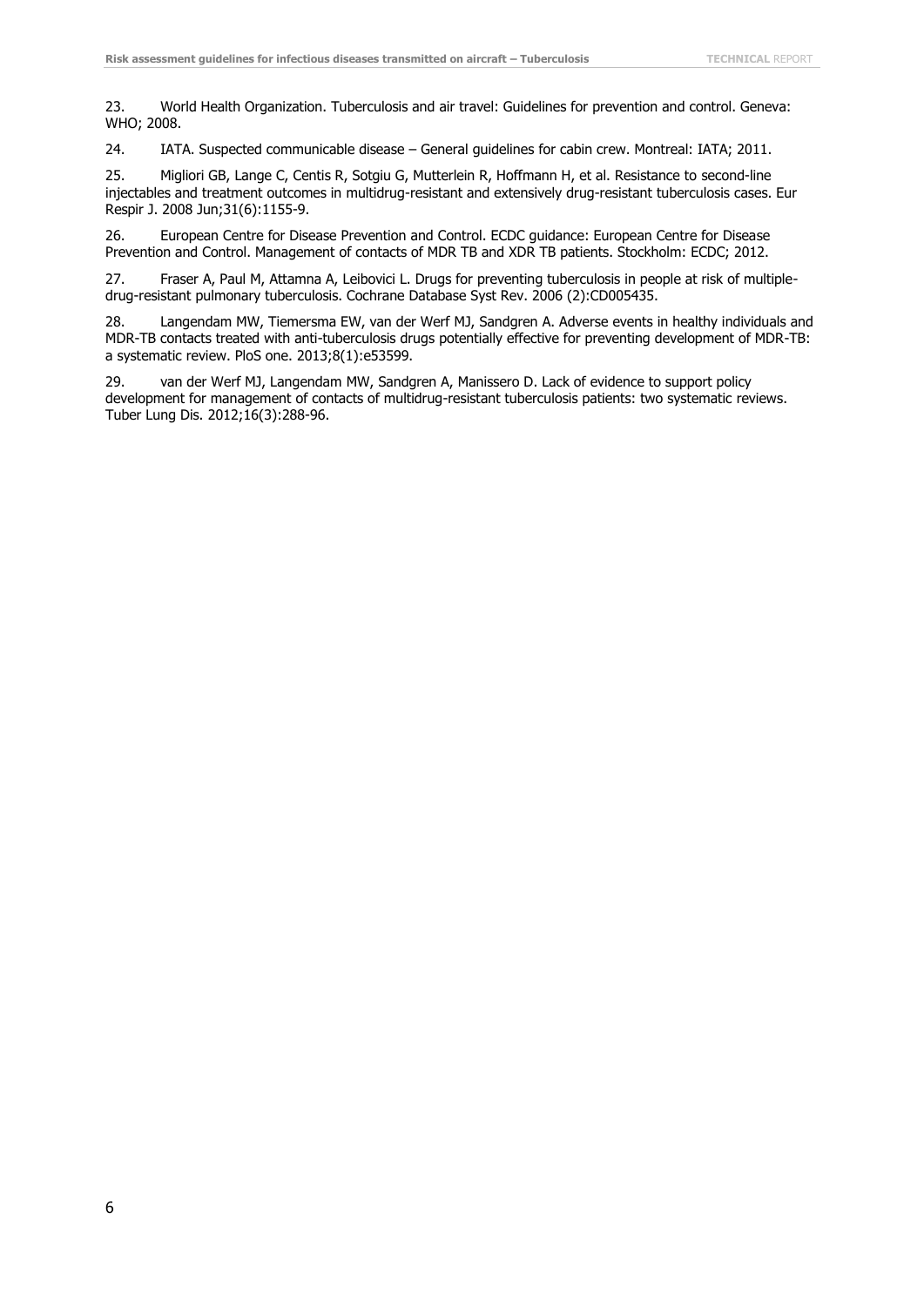23. World Health Organization. Tuberculosis and air travel: Guidelines for prevention and control. Geneva: WHO; 2008.

24. IATA. Suspected communicable disease – General guidelines for cabin crew. Montreal: IATA; 2011.

25. Migliori GB, Lange C, Centis R, Sotgiu G, Mutterlein R, Hoffmann H, et al. Resistance to second-line injectables and treatment outcomes in multidrug-resistant and extensively drug-resistant tuberculosis cases. Eur Respir J. 2008 Jun;31(6):1155-9.

26. European Centre for Disease Prevention and Control. ECDC guidance: European Centre for Disease Prevention and Control. Management of contacts of MDR TB and XDR TB patients. Stockholm: ECDC; 2012.

27. Fraser A, Paul M, Attamna A, Leibovici L. Drugs for preventing tuberculosis in people at risk of multiple-drug-resistant pulmonary tuberculosis. Cochrane Database Syst Rev. 2006 (2):CD005435.

28. Langendam MW, Tiemersma EW, van der Werf MJ, Sandgren A. Adverse events in healthy individuals and MDR-TB contacts treated with anti-tuberculosis drugs potentially effective for preventing development of MDR-TB: a systematic review. PloS one. 2013;8(1):e53599.

29. van der Werf MJ, Langendam MW, Sandgren A, Manissero D. Lack of evidence to support policy development for management of contacts of multidrug-resistant tuberculosis patients: two systematic reviews. Tuber Lung Dis. 2012;16(3):288-96.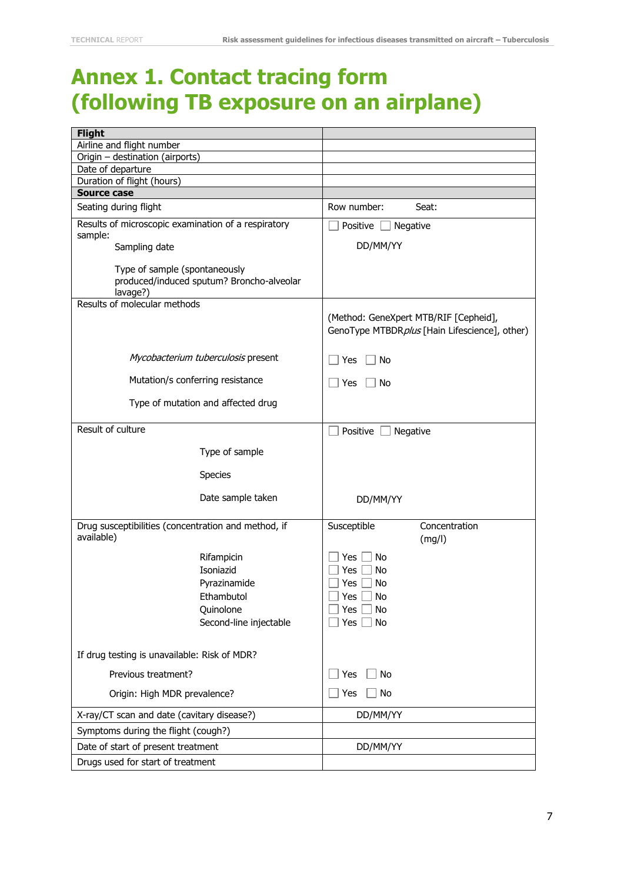# Annex 1. Contact tracing form (following TB exposure on an airplane)

| **Flight** | |
|---|---|
| Airline and flight number | |
| Origin – destination (airports) | |
| Date of departure | |
| Duration of flight (hours) | |
| **Source case** | |
| Seating during flight | Row number: Seat: |
| Results of microscopic examination of a respiratory sample:<br>Sampling date<br><br>Type of sample (spontaneously produced/induced sputum? Broncho-alveolar lavage?) | ☐ Positive ☐ Negative<br>DD/MM/YY |
| Results of molecular methods<br><br>*Mycobacterium tuberculosis* present<br><br>Mutation/s conferring resistance<br><br>Type of mutation and affected drug | (Method: GeneXpert MTB/RIF [Cepheid], GenoType MTBDR*plus* [Hain Lifescience], other)<br><br>☐ Yes ☐ No<br><br>☐ Yes ☐ No |
| Result of culture<br>Type of sample<br><br>Species<br><br>Date sample taken | ☐ Positive ☐ Negative<br><br><br><br>DD/MM/YY |
| Drug susceptibilities (concentration and method, if available)<br>Rifampicin<br>Isoniazid<br>Pyrazinamide<br>Ethambutol<br>Quinolone<br>Second-line injectable<br><br>If drug testing is unavailable: Risk of MDR?<br>Previous treatment?<br>Origin: High MDR prevalence? | Susceptible Concentration (mg/l)<br>☐ Yes ☐ No<br>☐ Yes ☐ No<br>☐ Yes ☐ No<br>☐ Yes ☐ No<br>☐ Yes ☐ No<br>☐ Yes ☐ No<br><br><br>☐ Yes ☐ No<br>☐ Yes ☐ No |
| X-ray/CT scan and date (cavitary disease?) | DD/MM/YY |
| Symptoms during the flight (cough?) | |
| Date of start of present treatment | DD/MM/YY |
| Drugs used for start of treatment | |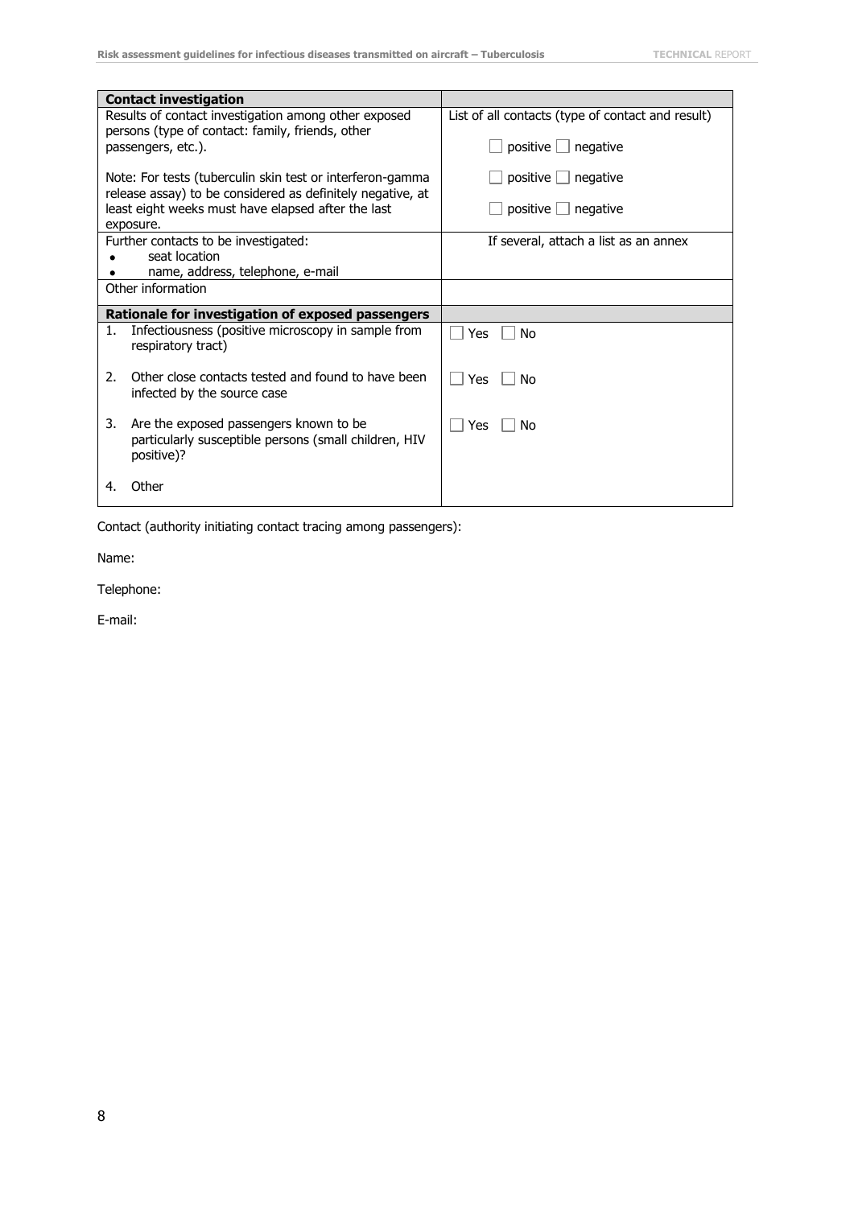| **Contact investigation** | |
|---|---|
| Results of contact investigation among other exposed persons (type of contact: family, friends, other passengers, etc.).<br><br>Note: For tests (tuberculin skin test or interferon-gamma release assay) to be considered as definitely negative, at least eight weeks must have elapsed after the last exposure. | List of all contacts (type of contact and result)<br><br>☐ positive ☐ negative<br><br>☐ positive ☐ negative<br><br>☐ positive ☐ negative |
| Further contacts to be investigated:<br>• seat location<br>• name, address, telephone, e-mail | If several, attach a list as an annex |
| Other information | |
| **Rationale for investigation of exposed passengers** | |
| 1. Infectiousness (positive microscopy in sample from respiratory tract) | ☐ Yes ☐ No |
| 2. Other close contacts tested and found to have been infected by the source case | ☐ Yes ☐ No |
| 3. Are the exposed passengers known to be particularly susceptible persons (small children, HIV positive)? | ☐ Yes ☐ No |
| 4. Other | |

Contact (authority initiating contact tracing among passengers):

Name:

Telephone:

E-mail: